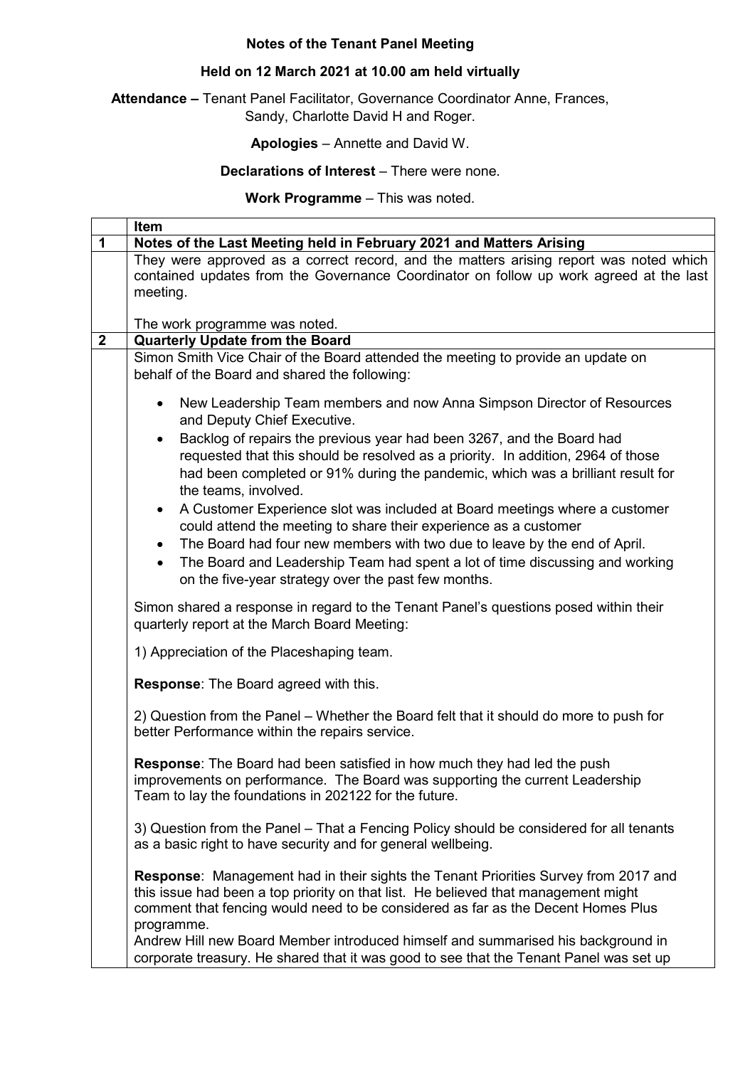**Notes of the Tenant Panel Meeting**

**Held on 12 March 2021 at 10.00 am held virtually**

**Attendance –** Tenant Panel Facilitator, Governance Coordinator Anne, Frances, Sandy, Charlotte David H and Roger.

**Apologies** – Annette and David W.

**Declarations of Interest** – There were none.

**Work Programme** – This was noted.

| | Item |
|---|---|
| **1** | **Notes of the Last Meeting held in February 2021 and Matters Arising** |
| | They were approved as a correct record, and the matters arising report was noted which contained updates from the Governance Coordinator on follow up work agreed at the last meeting.<br><br>The work programme was noted. |
| **2** | **Quarterly Update from the Board** |
| | Simon Smith Vice Chair of the Board attended the meeting to provide an update on behalf of the Board and shared the following:<br><br>• New Leadership Team members and now Anna Simpson Director of Resources and Deputy Chief Executive.<br>• Backlog of repairs the previous year had been 3267, and the Board had requested that this should be resolved as a priority. In addition, 2964 of those had been completed or 91% during the pandemic, which was a brilliant result for the teams, involved.<br>• A Customer Experience slot was included at Board meetings where a customer could attend the meeting to share their experience as a customer<br>• The Board had four new members with two due to leave by the end of April.<br>• The Board and Leadership Team had spent a lot of time discussing and working on the five-year strategy over the past few months.<br><br>Simon shared a response in regard to the Tenant Panel's questions posed within their quarterly report at the March Board Meeting:<br><br>1) Appreciation of the Placeshaping team.<br><br>**Response**: The Board agreed with this.<br><br>2) Question from the Panel – Whether the Board felt that it should do more to push for better Performance within the repairs service.<br><br>**Response**: The Board had been satisfied in how much they had led the push improvements on performance. The Board was supporting the current Leadership Team to lay the foundations in 202122 for the future.<br><br>3) Question from the Panel – That a Fencing Policy should be considered for all tenants as a basic right to have security and for general wellbeing.<br><br>**Response**: Management had in their sights the Tenant Priorities Survey from 2017 and this issue had been a top priority on that list. He believed that management might comment that fencing would need to be considered as far as the Decent Homes Plus programme.<br>Andrew Hill new Board Member introduced himself and summarised his background in corporate treasury. He shared that it was good to see that the Tenant Panel was set up |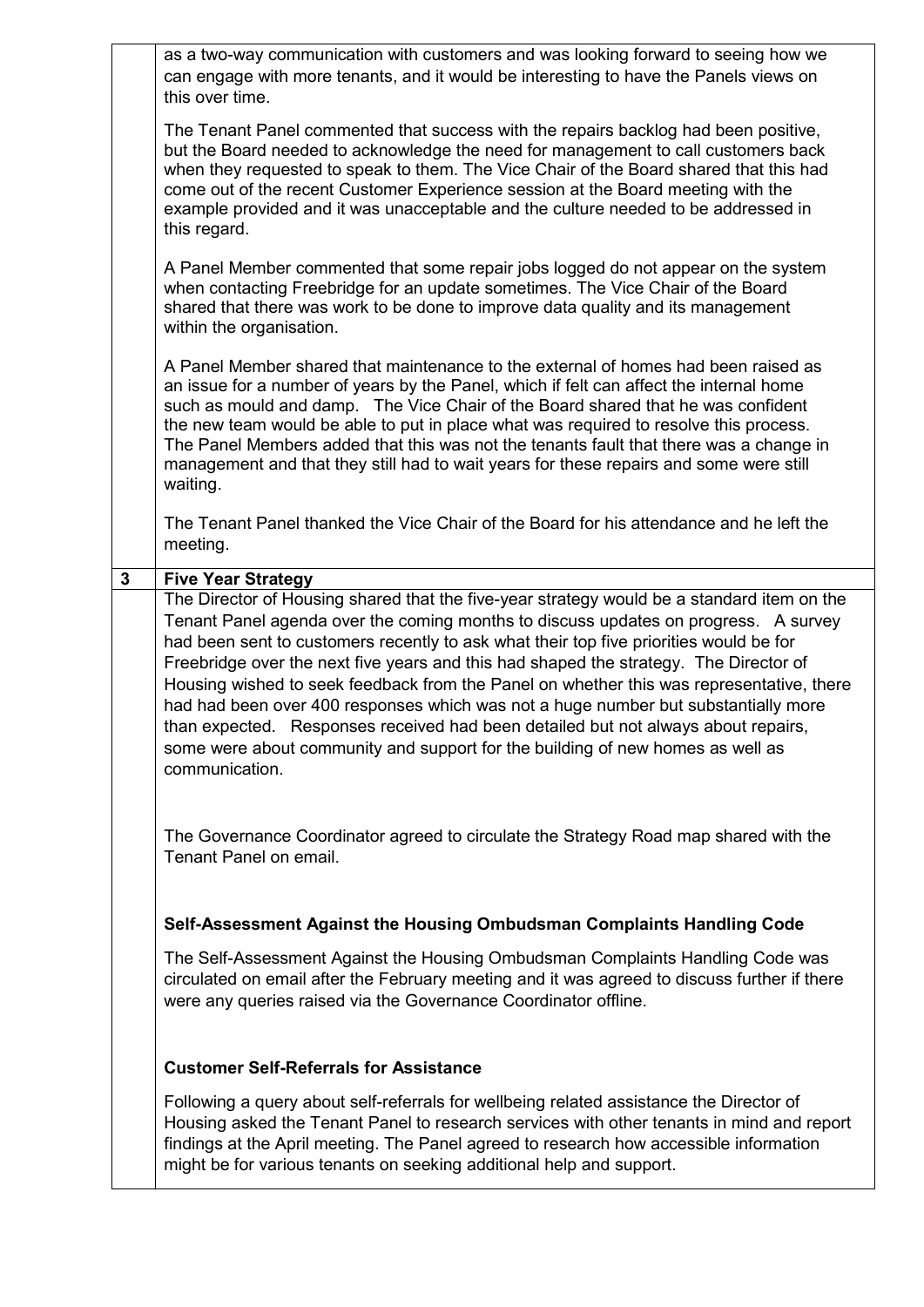|   |   |
|---|---|
|   | as a two-way communication with customers and was looking forward to seeing how we can engage with more tenants, and it would be interesting to have the Panels views on this over time.<br><br>The Tenant Panel commented that success with the repairs backlog had been positive, but the Board needed to acknowledge the need for management to call customers back when they requested to speak to them. The Vice Chair of the Board shared that this had come out of the recent Customer Experience session at the Board meeting with the example provided and it was unacceptable and the culture needed to be addressed in this regard.<br><br>A Panel Member commented that some repair jobs logged do not appear on the system when contacting Freebridge for an update sometimes. The Vice Chair of the Board shared that there was work to be done to improve data quality and its management within the organisation.<br><br>A Panel Member shared that maintenance to the external of homes had been raised as an issue for a number of years by the Panel, which if felt can affect the internal home such as mould and damp. The Vice Chair of the Board shared that he was confident the new team would be able to put in place what was required to resolve this process. The Panel Members added that this was not the tenants fault that there was a change in management and that they still had to wait years for these repairs and some were still waiting.<br><br>The Tenant Panel thanked the Vice Chair of the Board for his attendance and he left the meeting. |
| **3** | **Five Year Strategy** |
|   | The Director of Housing shared that the five-year strategy would be a standard item on the Tenant Panel agenda over the coming months to discuss updates on progress. A survey had been sent to customers recently to ask what their top five priorities would be for Freebridge over the next five years and this had shaped the strategy. The Director of Housing wished to seek feedback from the Panel on whether this was representative, there had had been over 400 responses which was not a huge number but substantially more than expected. Responses received had been detailed but not always about repairs, some were about community and support for the building of new homes as well as communication.<br><br>The Governance Coordinator agreed to circulate the Strategy Road map shared with the Tenant Panel on email.<br><br>**Self-Assessment Against the Housing Ombudsman Complaints Handling Code**<br><br>The Self-Assessment Against the Housing Ombudsman Complaints Handling Code was circulated on email after the February meeting and it was agreed to discuss further if there were any queries raised via the Governance Coordinator offline.<br><br>**Customer Self-Referrals for Assistance**<br><br>Following a query about self-referrals for wellbeing related assistance the Director of Housing asked the Tenant Panel to research services with other tenants in mind and report findings at the April meeting. The Panel agreed to research how accessible information might be for various tenants on seeking additional help and support. |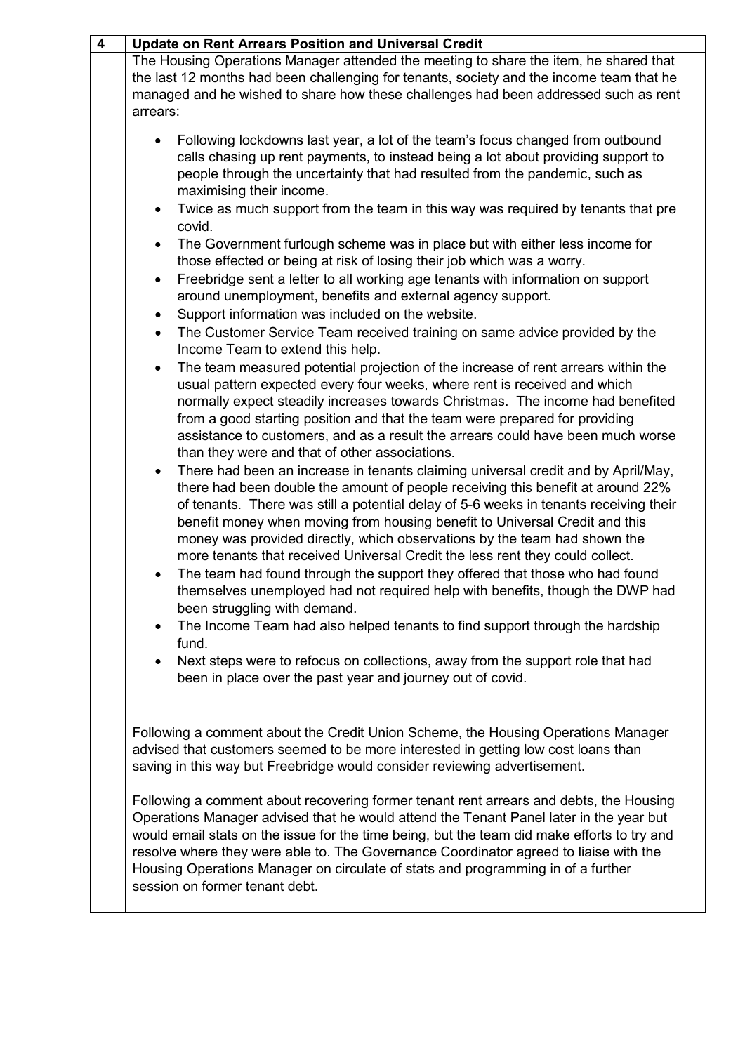| 4 | **Update on Rent Arrears Position and Universal Credit** |
|---|---|
| | The Housing Operations Manager attended the meeting to share the item, he shared that the last 12 months had been challenging for tenants, society and the income team that he managed and he wished to share how these challenges had been addressed such as rent arrears:<br><br>• Following lockdowns last year, a lot of the team's focus changed from outbound calls chasing up rent payments, to instead being a lot about providing support to people through the uncertainty that had resulted from the pandemic, such as maximising their income.<br>• Twice as much support from the team in this way was required by tenants that pre covid.<br>• The Government furlough scheme was in place but with either less income for those effected or being at risk of losing their job which was a worry.<br>• Freebridge sent a letter to all working age tenants with information on support around unemployment, benefits and external agency support.<br>• Support information was included on the website.<br>• The Customer Service Team received training on same advice provided by the Income Team to extend this help.<br>• The team measured potential projection of the increase of rent arrears within the usual pattern expected every four weeks, where rent is received and which normally expect steadily increases towards Christmas. The income had benefited from a good starting position and that the team were prepared for providing assistance to customers, and as a result the arrears could have been much worse than they were and that of other associations.<br>• There had been an increase in tenants claiming universal credit and by April/May, there had been double the amount of people receiving this benefit at around 22% of tenants. There was still a potential delay of 5-6 weeks in tenants receiving their benefit money when moving from housing benefit to Universal Credit and this money was provided directly, which observations by the team had shown the more tenants that received Universal Credit the less rent they could collect.<br>• The team had found through the support they offered that those who had found themselves unemployed had not required help with benefits, though the DWP had been struggling with demand.<br>• The Income Team had also helped tenants to find support through the hardship fund.<br>• Next steps were to refocus on collections, away from the support role that had been in place over the past year and journey out of covid.<br><br>Following a comment about the Credit Union Scheme, the Housing Operations Manager advised that customers seemed to be more interested in getting low cost loans than saving in this way but Freebridge would consider reviewing advertisement.<br><br>Following a comment about recovering former tenant rent arrears and debts, the Housing Operations Manager advised that he would attend the Tenant Panel later in the year but would email stats on the issue for the time being, but the team did make efforts to try and resolve where they were able to. The Governance Coordinator agreed to liaise with the Housing Operations Manager on circulate of stats and programming in of a further session on former tenant debt. |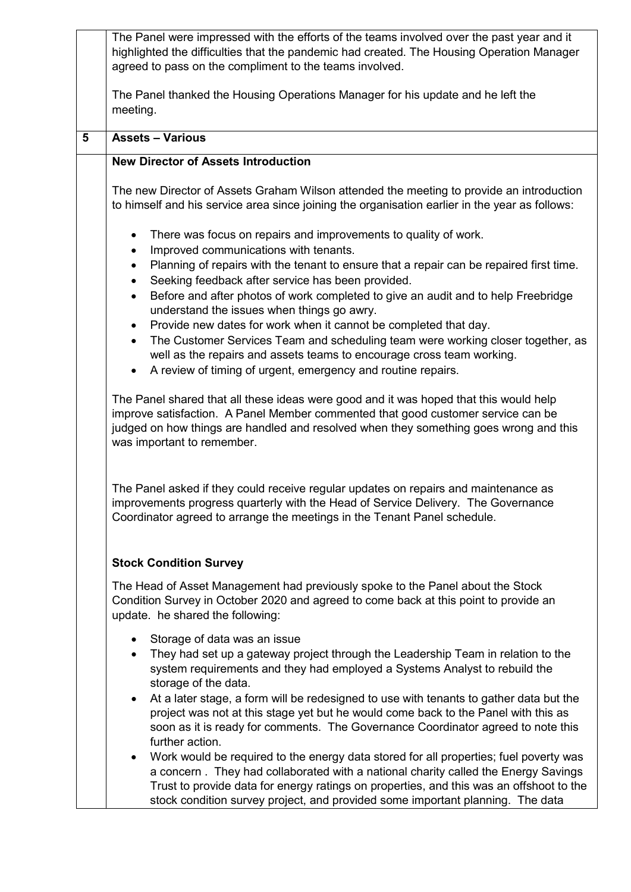The Panel were impressed with the efforts of the teams involved over the past year and it highlighted the difficulties that the pandemic had created. The Housing Operation Manager agreed to pass on the compliment to the teams involved.

The Panel thanked the Housing Operations Manager for his update and he left the meeting.

## 5 Assets – Various

**New Director of Assets Introduction**

The new Director of Assets Graham Wilson attended the meeting to provide an introduction to himself and his service area since joining the organisation earlier in the year as follows:

- There was focus on repairs and improvements to quality of work.
- Improved communications with tenants.
- Planning of repairs with the tenant to ensure that a repair can be repaired first time.
- Seeking feedback after service has been provided.
- Before and after photos of work completed to give an audit and to help Freebridge understand the issues when things go awry.
- Provide new dates for work when it cannot be completed that day.
- The Customer Services Team and scheduling team were working closer together, as well as the repairs and assets teams to encourage cross team working.
- A review of timing of urgent, emergency and routine repairs.

The Panel shared that all these ideas were good and it was hoped that this would help improve satisfaction. A Panel Member commented that good customer service can be judged on how things are handled and resolved when they something goes wrong and this was important to remember.

The Panel asked if they could receive regular updates on repairs and maintenance as improvements progress quarterly with the Head of Service Delivery. The Governance Coordinator agreed to arrange the meetings in the Tenant Panel schedule.

**Stock Condition Survey**

The Head of Asset Management had previously spoke to the Panel about the Stock Condition Survey in October 2020 and agreed to come back at this point to provide an update. he shared the following:

- Storage of data was an issue
- They had set up a gateway project through the Leadership Team in relation to the system requirements and they had employed a Systems Analyst to rebuild the storage of the data.
- At a later stage, a form will be redesigned to use with tenants to gather data but the project was not at this stage yet but he would come back to the Panel with this as soon as it is ready for comments. The Governance Coordinator agreed to note this further action.
- Work would be required to the energy data stored for all properties; fuel poverty was a concern . They had collaborated with a national charity called the Energy Savings Trust to provide data for energy ratings on properties, and this was an offshoot to the stock condition survey project, and provided some important planning. The data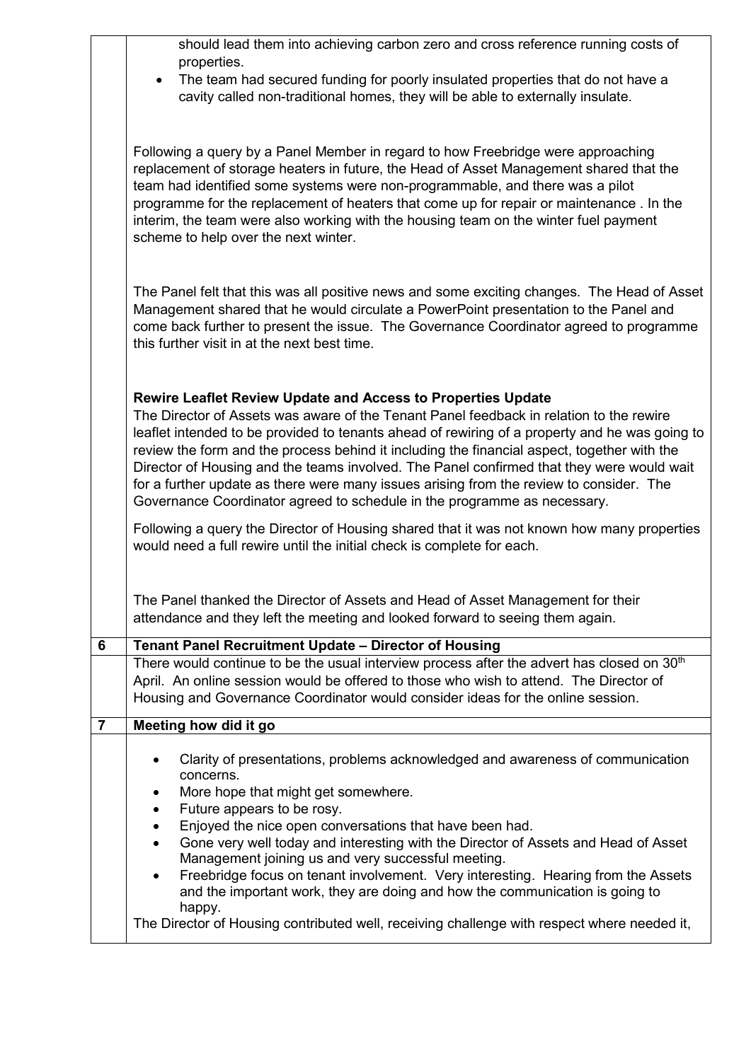| | |
|---|---|
| | should lead them into achieving carbon zero and cross reference running costs of properties.<br>• The team had secured funding for poorly insulated properties that do not have a cavity called non-traditional homes, they will be able to externally insulate.<br><br>Following a query by a Panel Member in regard to how Freebridge were approaching replacement of storage heaters in future, the Head of Asset Management shared that the team had identified some systems were non-programmable, and there was a pilot programme for the replacement of heaters that come up for repair or maintenance . In the interim, the team were also working with the housing team on the winter fuel payment scheme to help over the next winter.<br><br>The Panel felt that this was all positive news and some exciting changes. The Head of Asset Management shared that he would circulate a PowerPoint presentation to the Panel and come back further to present the issue. The Governance Coordinator agreed to programme this further visit in at the next best time.<br><br>**Rewire Leaflet Review Update and Access to Properties Update**<br>The Director of Assets was aware of the Tenant Panel feedback in relation to the rewire leaflet intended to be provided to tenants ahead of rewiring of a property and he was going to review the form and the process behind it including the financial aspect, together with the Director of Housing and the teams involved. The Panel confirmed that they were would wait for a further update as there were many issues arising from the review to consider. The Governance Coordinator agreed to schedule in the programme as necessary.<br><br>Following a query the Director of Housing shared that it was not known how many properties would need a full rewire until the initial check is complete for each.<br><br>The Panel thanked the Director of Assets and Head of Asset Management for their attendance and they left the meeting and looked forward to seeing them again. |
| **6** | **Tenant Panel Recruitment Update – Director of Housing** |
| | There would continue to be the usual interview process after the advert has closed on 30th April. An online session would be offered to those who wish to attend. The Director of Housing and Governance Coordinator would consider ideas for the online session. |
| **7** | **Meeting how did it go** |
| | • Clarity of presentations, problems acknowledged and awareness of communication concerns.<br>• More hope that might get somewhere.<br>• Future appears to be rosy.<br>• Enjoyed the nice open conversations that have been had.<br>• Gone very well today and interesting with the Director of Assets and Head of Asset Management joining us and very successful meeting.<br>• Freebridge focus on tenant involvement. Very interesting. Hearing from the Assets and the important work, they are doing and how the communication is going to happy.<br>The Director of Housing contributed well, receiving challenge with respect where needed it, |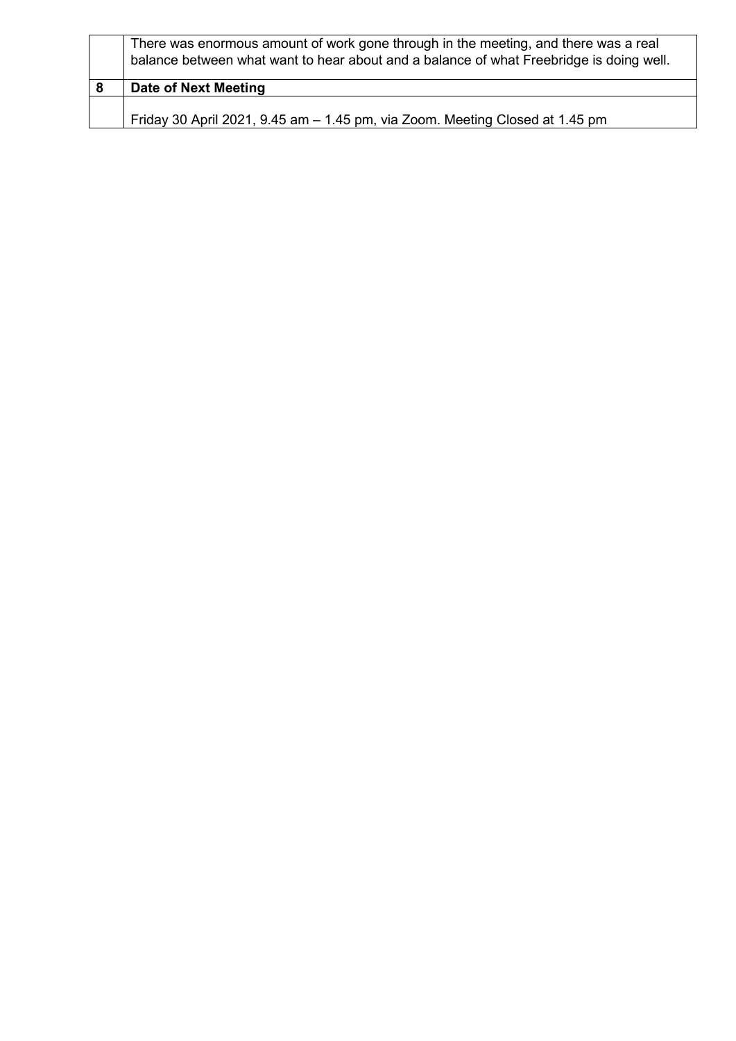| | |
|---|---|
| | There was enormous amount of work gone through in the meeting, and there was a real balance between what want to hear about and a balance of what Freebridge is doing well. |
| **8** | **Date of Next Meeting** |
| | Friday 30 April 2021, 9.45 am – 1.45 pm, via Zoom. Meeting Closed at 1.45 pm |